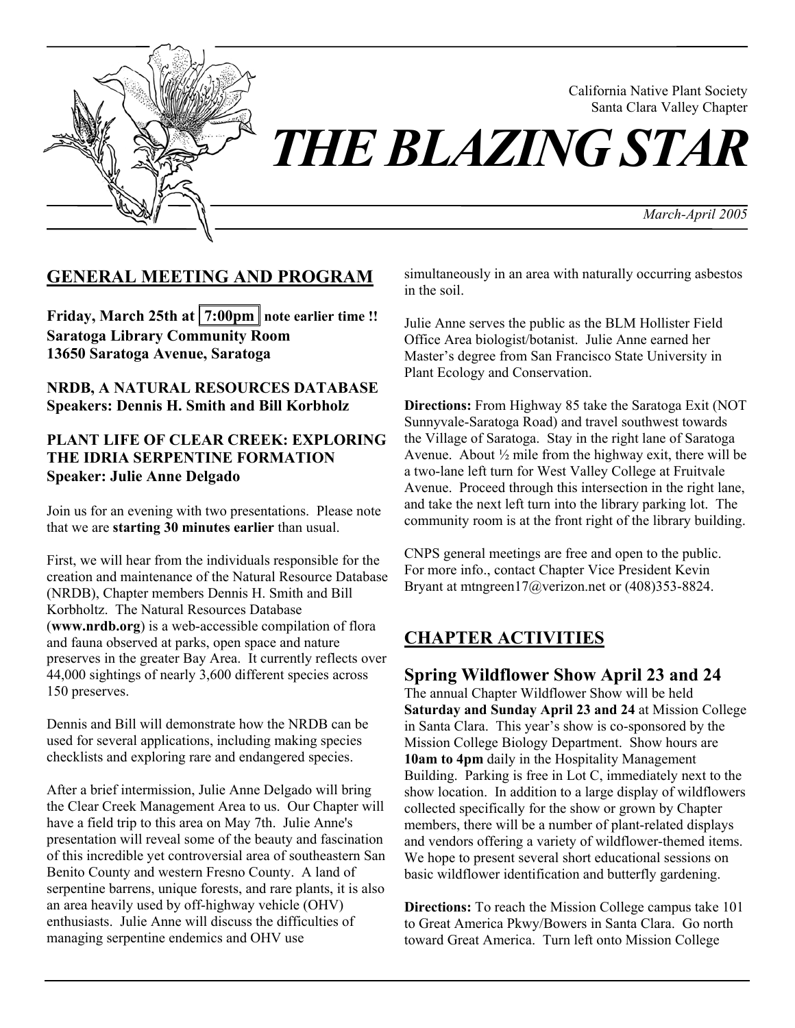California Native Plant Society
Santa Clara Valley Chapter

# THE BLAZING STAR

*March-April 2005*

## GENERAL MEETING AND PROGRAM

**Friday, March 25th at 7:00pm note earlier time !!**
**Saratoga Library Community Room**
**13650 Saratoga Avenue, Saratoga**

**NRDB, A NATURAL RESOURCES DATABASE**
**Speakers: Dennis H. Smith and Bill Korbholz**

**PLANT LIFE OF CLEAR CREEK: EXPLORING THE IDRIA SERPENTINE FORMATION**
**Speaker: Julie Anne Delgado**

Join us for an evening with two presentations. Please note that we are **starting 30 minutes earlier** than usual.

First, we will hear from the individuals responsible for the creation and maintenance of the Natural Resource Database (NRDB), Chapter members Dennis H. Smith and Bill Korbholtz. The Natural Resources Database (**www.nrdb.org**) is a web-accessible compilation of flora and fauna observed at parks, open space and nature preserves in the greater Bay Area. It currently reflects over 44,000 sightings of nearly 3,600 different species across 150 preserves.

Dennis and Bill will demonstrate how the NRDB can be used for several applications, including making species checklists and exploring rare and endangered species.

After a brief intermission, Julie Anne Delgado will bring the Clear Creek Management Area to us. Our Chapter will have a field trip to this area on May 7th. Julie Anne's presentation will reveal some of the beauty and fascination of this incredible yet controversial area of southeastern San Benito County and western Fresno County. A land of serpentine barrens, unique forests, and rare plants, it is also an area heavily used by off-highway vehicle (OHV) enthusiasts. Julie Anne will discuss the difficulties of managing serpentine endemics and OHV use simultaneously in an area with naturally occurring asbestos in the soil.

Julie Anne serves the public as the BLM Hollister Field Office Area biologist/botanist. Julie Anne earned her Master's degree from San Francisco State University in Plant Ecology and Conservation.

**Directions:** From Highway 85 take the Saratoga Exit (NOT Sunnyvale-Saratoga Road) and travel southwest towards the Village of Saratoga. Stay in the right lane of Saratoga Avenue. About ½ mile from the highway exit, there will be a two-lane left turn for West Valley College at Fruitvale Avenue. Proceed through this intersection in the right lane, and take the next left turn into the library parking lot. The community room is at the front right of the library building.

CNPS general meetings are free and open to the public. For more info., contact Chapter Vice President Kevin Bryant at mtngreen17@verizon.net or (408)353-8824.

## CHAPTER ACTIVITIES

### Spring Wildflower Show April 23 and 24

The annual Chapter Wildflower Show will be held **Saturday and Sunday April 23 and 24** at Mission College in Santa Clara. This year's show is co-sponsored by the Mission College Biology Department. Show hours are **10am to 4pm** daily in the Hospitality Management Building. Parking is free in Lot C, immediately next to the show location. In addition to a large display of wildflowers collected specifically for the show or grown by Chapter members, there will be a number of plant-related displays and vendors offering a variety of wildflower-themed items. We hope to present several short educational sessions on basic wildflower identification and butterfly gardening.

**Directions:** To reach the Mission College campus take 101 to Great America Pkwy/Bowers in Santa Clara. Go north toward Great America. Turn left onto Mission College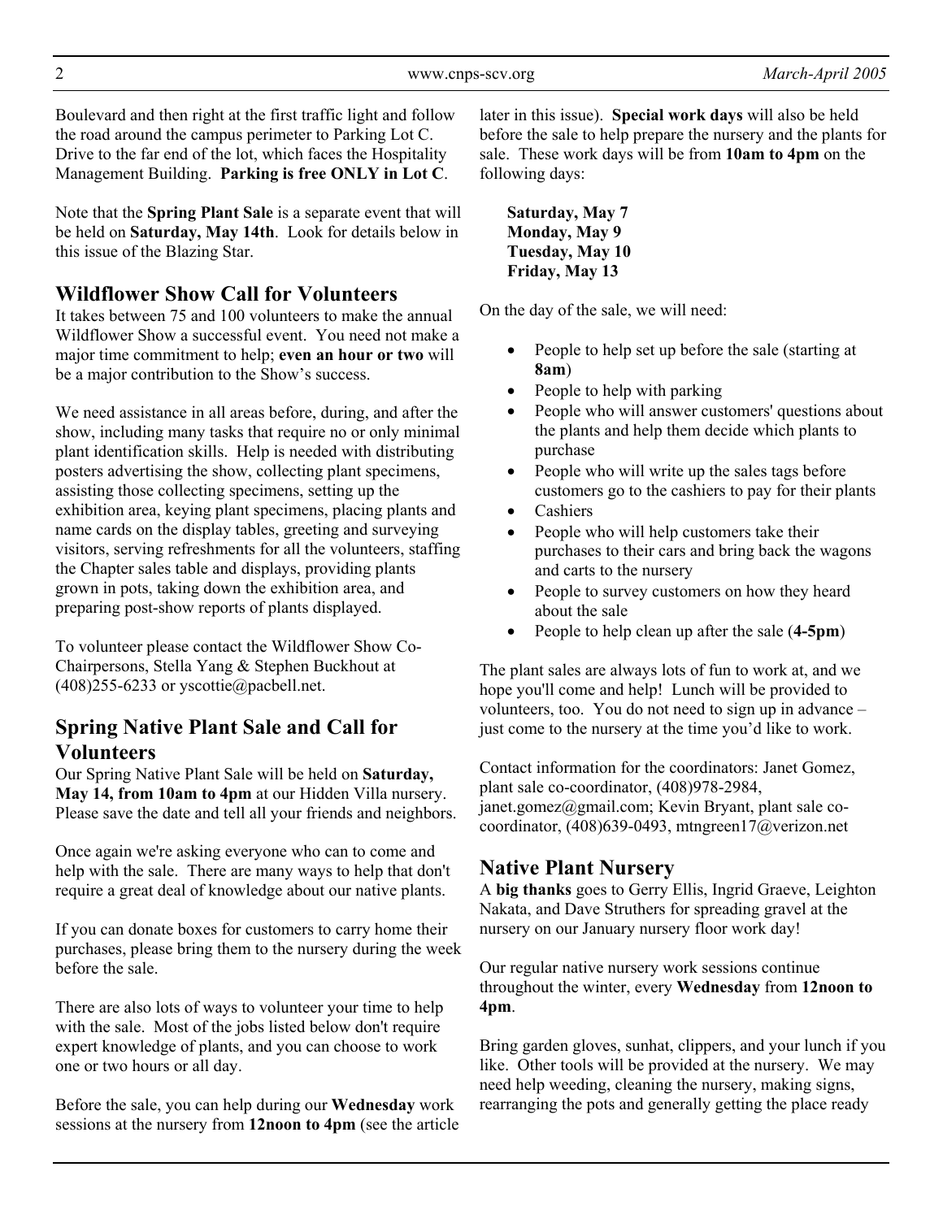Boulevard and then right at the first traffic light and follow the road around the campus perimeter to Parking Lot C. Drive to the far end of the lot, which faces the Hospitality Management Building. **Parking is free ONLY in Lot C**.

Note that the **Spring Plant Sale** is a separate event that will be held on **Saturday, May 14th**. Look for details below in this issue of the Blazing Star.

## Wildflower Show Call for Volunteers

It takes between 75 and 100 volunteers to make the annual Wildflower Show a successful event. You need not make a major time commitment to help; **even an hour or two** will be a major contribution to the Show's success.

We need assistance in all areas before, during, and after the show, including many tasks that require no or only minimal plant identification skills. Help is needed with distributing posters advertising the show, collecting plant specimens, assisting those collecting specimens, setting up the exhibition area, keying plant specimens, placing plants and name cards on the display tables, greeting and surveying visitors, serving refreshments for all the volunteers, staffing the Chapter sales table and displays, providing plants grown in pots, taking down the exhibition area, and preparing post-show reports of plants displayed.

To volunteer please contact the Wildflower Show Co-Chairpersons, Stella Yang & Stephen Buckhout at (408)255-6233 or yscottie@pacbell.net.

## Spring Native Plant Sale and Call for Volunteers

Our Spring Native Plant Sale will be held on **Saturday, May 14, from 10am to 4pm** at our Hidden Villa nursery. Please save the date and tell all your friends and neighbors.

Once again we're asking everyone who can to come and help with the sale. There are many ways to help that don't require a great deal of knowledge about our native plants.

If you can donate boxes for customers to carry home their purchases, please bring them to the nursery during the week before the sale.

There are also lots of ways to volunteer your time to help with the sale. Most of the jobs listed below don't require expert knowledge of plants, and you can choose to work one or two hours or all day.

Before the sale, you can help during our **Wednesday** work sessions at the nursery from **12noon to 4pm** (see the article later in this issue). **Special work days** will also be held before the sale to help prepare the nursery and the plants for sale. These work days will be from **10am to 4pm** on the following days:

**Saturday, May 7**
**Monday, May 9**
**Tuesday, May 10**
**Friday, May 13**

On the day of the sale, we will need:

- People to help set up before the sale (starting at **8am**)
- People to help with parking
- People who will answer customers' questions about the plants and help them decide which plants to purchase
- People who will write up the sales tags before customers go to the cashiers to pay for their plants
- Cashiers
- People who will help customers take their purchases to their cars and bring back the wagons and carts to the nursery
- People to survey customers on how they heard about the sale
- People to help clean up after the sale (**4-5pm**)

The plant sales are always lots of fun to work at, and we hope you'll come and help! Lunch will be provided to volunteers, too. You do not need to sign up in advance – just come to the nursery at the time you'd like to work.

Contact information for the coordinators: Janet Gomez, plant sale co-coordinator, (408)978-2984, janet.gomez@gmail.com; Kevin Bryant, plant sale co-coordinator, (408)639-0493, mtngreen17@verizon.net

## Native Plant Nursery

A **big thanks** goes to Gerry Ellis, Ingrid Graeve, Leighton Nakata, and Dave Struthers for spreading gravel at the nursery on our January nursery floor work day!

Our regular native nursery work sessions continue throughout the winter, every **Wednesday** from **12noon to 4pm**.

Bring garden gloves, sunhat, clippers, and your lunch if you like. Other tools will be provided at the nursery. We may need help weeding, cleaning the nursery, making signs, rearranging the pots and generally getting the place ready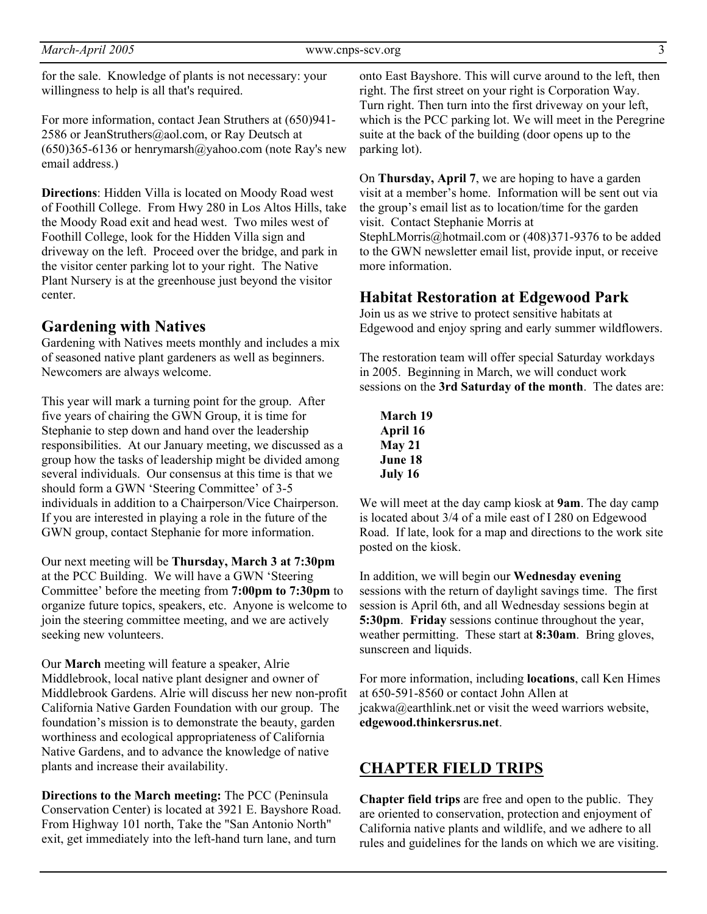for the sale. Knowledge of plants is not necessary: your willingness to help is all that's required.

For more information, contact Jean Struthers at (650)941-2586 or JeanStruthers@aol.com, or Ray Deutsch at (650)365-6136 or henrymarsh@yahoo.com (note Ray's new email address.)

**Directions**: Hidden Villa is located on Moody Road west of Foothill College. From Hwy 280 in Los Altos Hills, take the Moody Road exit and head west. Two miles west of Foothill College, look for the Hidden Villa sign and driveway on the left. Proceed over the bridge, and park in the visitor center parking lot to your right. The Native Plant Nursery is at the greenhouse just beyond the visitor center.

## Gardening with Natives

Gardening with Natives meets monthly and includes a mix of seasoned native plant gardeners as well as beginners. Newcomers are always welcome.

This year will mark a turning point for the group. After five years of chairing the GWN Group, it is time for Stephanie to step down and hand over the leadership responsibilities. At our January meeting, we discussed as a group how the tasks of leadership might be divided among several individuals. Our consensus at this time is that we should form a GWN 'Steering Committee' of 3-5 individuals in addition to a Chairperson/Vice Chairperson. If you are interested in playing a role in the future of the GWN group, contact Stephanie for more information.

Our next meeting will be **Thursday, March 3 at 7:30pm** at the PCC Building. We will have a GWN 'Steering Committee' before the meeting from **7:00pm to 7:30pm** to organize future topics, speakers, etc. Anyone is welcome to join the steering committee meeting, and we are actively seeking new volunteers.

Our **March** meeting will feature a speaker, Alrie Middlebrook, local native plant designer and owner of Middlebrook Gardens. Alrie will discuss her new non-profit California Native Garden Foundation with our group. The foundation's mission is to demonstrate the beauty, garden worthiness and ecological appropriateness of California Native Gardens, and to advance the knowledge of native plants and increase their availability.

**Directions to the March meeting:** The PCC (Peninsula Conservation Center) is located at 3921 E. Bayshore Road. From Highway 101 north, Take the "San Antonio North" exit, get immediately into the left-hand turn lane, and turn onto East Bayshore. This will curve around to the left, then right. The first street on your right is Corporation Way. Turn right. Then turn into the first driveway on your left, which is the PCC parking lot. We will meet in the Peregrine suite at the back of the building (door opens up to the parking lot).

On **Thursday, April 7**, we are hoping to have a garden visit at a member's home. Information will be sent out via the group's email list as to location/time for the garden visit. Contact Stephanie Morris at StephLMorris@hotmail.com or (408)371-9376 to be added to the GWN newsletter email list, provide input, or receive more information.

## Habitat Restoration at Edgewood Park

Join us as we strive to protect sensitive habitats at Edgewood and enjoy spring and early summer wildflowers.

The restoration team will offer special Saturday workdays in 2005. Beginning in March, we will conduct work sessions on the **3rd Saturday of the month**. The dates are:

**March 19**
**April 16**
**May 21**
**June 18**
**July 16**

We will meet at the day camp kiosk at **9am**. The day camp is located about 3/4 of a mile east of I 280 on Edgewood Road. If late, look for a map and directions to the work site posted on the kiosk.

In addition, we will begin our **Wednesday evening** sessions with the return of daylight savings time. The first session is April 6th, and all Wednesday sessions begin at **5:30pm**. **Friday** sessions continue throughout the year, weather permitting. These start at **8:30am**. Bring gloves, sunscreen and liquids.

For more information, including **locations**, call Ken Himes at 650-591-8560 or contact John Allen at jcakwa@earthlink.net or visit the weed warriors website, **edgewood.thinkersrus.net**.

## CHAPTER FIELD TRIPS

**Chapter field trips** are free and open to the public. They are oriented to conservation, protection and enjoyment of California native plants and wildlife, and we adhere to all rules and guidelines for the lands on which we are visiting.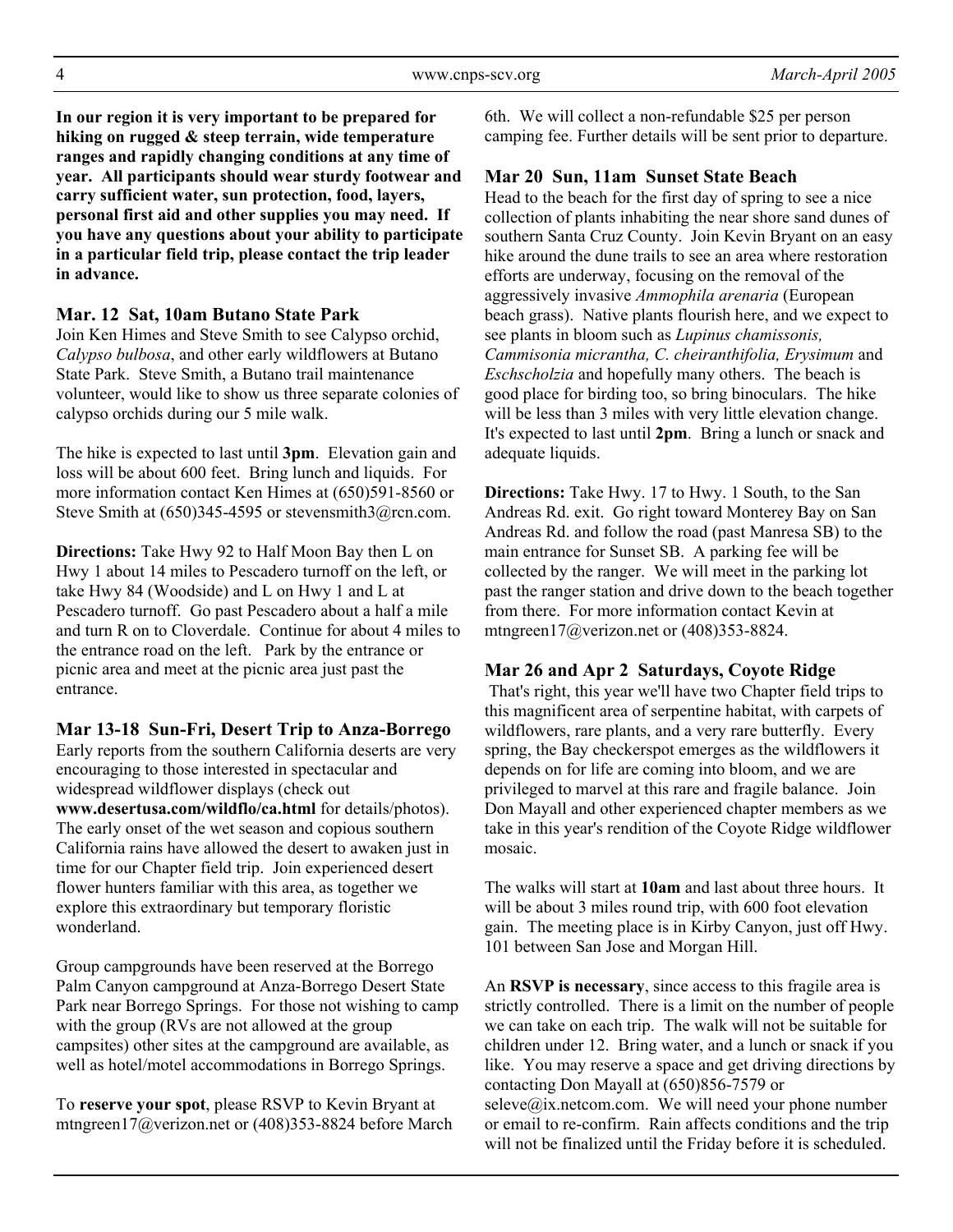**In our region it is very important to be prepared for hiking on rugged & steep terrain, wide temperature ranges and rapidly changing conditions at any time of year. All participants should wear sturdy footwear and carry sufficient water, sun protection, food, layers, personal first aid and other supplies you may need. If you have any questions about your ability to participate in a particular field trip, please contact the trip leader in advance.**

### Mar. 12 Sat, 10am Butano State Park

Join Ken Himes and Steve Smith to see Calypso orchid, *Calypso bulbosa*, and other early wildflowers at Butano State Park. Steve Smith, a Butano trail maintenance volunteer, would like to show us three separate colonies of calypso orchids during our 5 mile walk.

The hike is expected to last until **3pm**. Elevation gain and loss will be about 600 feet. Bring lunch and liquids. For more information contact Ken Himes at (650)591-8560 or Steve Smith at (650)345-4595 or stevensmith3@rcn.com.

**Directions:** Take Hwy 92 to Half Moon Bay then L on Hwy 1 about 14 miles to Pescadero turnoff on the left, or take Hwy 84 (Woodside) and L on Hwy 1 and L at Pescadero turnoff. Go past Pescadero about a half a mile and turn R on to Cloverdale. Continue for about 4 miles to the entrance road on the left. Park by the entrance or picnic area and meet at the picnic area just past the entrance.

### Mar 13-18 Sun-Fri, Desert Trip to Anza-Borrego

Early reports from the southern California deserts are very encouraging to those interested in spectacular and widespread wildflower displays (check out **www.desertusa.com/wildflo/cal.html** for details/photos). The early onset of the wet season and copious southern California rains have allowed the desert to awaken just in time for our Chapter field trip. Join experienced desert flower hunters familiar with this area, as together we explore this extraordinary but temporary floristic wonderland.

Group campgrounds have been reserved at the Borrego Palm Canyon campground at Anza-Borrego Desert State Park near Borrego Springs. For those not wishing to camp with the group (RVs are not allowed at the group campsites) other sites at the campground are available, as well as hotel/motel accommodations in Borrego Springs.

To **reserve your spot**, please RSVP to Kevin Bryant at mtngreen17@verizon.net or (408)353-8824 before March 6th. We will collect a non-refundable $25 per person camping fee. Further details will be sent prior to departure.

### Mar 20 Sun, 11am Sunset State Beach

Head to the beach for the first day of spring to see a nice collection of plants inhabiting the near shore sand dunes of southern Santa Cruz County. Join Kevin Bryant on an easy hike around the dune trails to see an area where restoration efforts are underway, focusing on the removal of the aggressively invasive *Ammophila arenaria* (European beach grass). Native plants flourish here, and we expect to see plants in bloom such as *Lupinus chamissonis, Cammisonia micrantha, C. cheiranthifolia, Erysimum* and *Eschscholzia* and hopefully many others. The beach is good place for birding too, so bring binoculars. The hike will be less than 3 miles with very little elevation change. It's expected to last until **2pm**. Bring a lunch or snack and adequate liquids.

**Directions:** Take Hwy. 17 to Hwy. 1 South, to the San Andreas Rd. exit. Go right toward Monterey Bay on San Andreas Rd. and follow the road (past Manresa SB) to the main entrance for Sunset SB. A parking fee will be collected by the ranger. We will meet in the parking lot past the ranger station and drive down to the beach together from there. For more information contact Kevin at mtngreen17@verizon.net or (408)353-8824.

### Mar 26 and Apr 2 Saturdays, Coyote Ridge

That's right, this year we'll have two Chapter field trips to this magnificent area of serpentine habitat, with carpets of wildflowers, rare plants, and a very rare butterfly. Every spring, the Bay checkerspot emerges as the wildflowers it depends on for life are coming into bloom, and we are privileged to marvel at this rare and fragile balance. Join Don Mayall and other experienced chapter members as we take in this year's rendition of the Coyote Ridge wildflower mosaic.

The walks will start at **10am** and last about three hours. It will be about 3 miles round trip, with 600 foot elevation gain. The meeting place is in Kirby Canyon, just off Hwy. 101 between San Jose and Morgan Hill.

An **RSVP is necessary**, since access to this fragile area is strictly controlled. There is a limit on the number of people we can take on each trip. The walk will not be suitable for children under 12. Bring water, and a lunch or snack if you like. You may reserve a space and get driving directions by contacting Don Mayall at (650)856-7579 or seleve@ix.netcom.com. We will need your phone number or email to re-confirm. Rain affects conditions and the trip will not be finalized until the Friday before it is scheduled.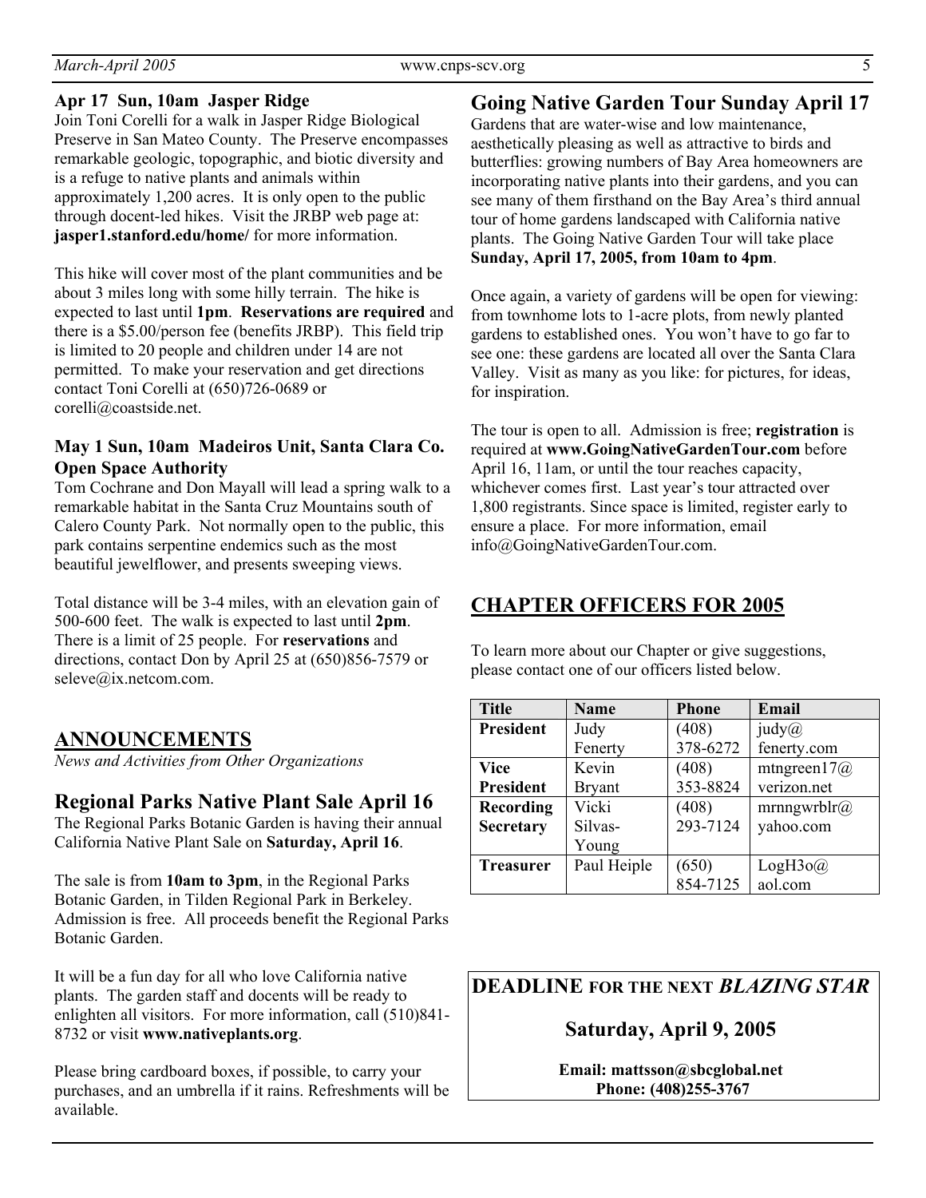**Apr 17 Sun, 10am Jasper Ridge**

Join Toni Corelli for a walk in Jasper Ridge Biological Preserve in San Mateo County. The Preserve encompasses remarkable geologic, topographic, and biotic diversity and is a refuge to native plants and animals within approximately 1,200 acres. It is only open to the public through docent-led hikes. Visit the JRBP web page at: **jasper1.stanford.edu/home/** for more information.

This hike will cover most of the plant communities and be about 3 miles long with some hilly terrain. The hike is expected to last until **1pm**. **Reservations are required** and there is a $5.00/person fee (benefits JRBP). This field trip is limited to 20 people and children under 14 are not permitted. To make your reservation and get directions contact Toni Corelli at (650)726-0689 or corelli@coastside.net.

**May 1 Sun, 10am Madeiros Unit, Santa Clara Co. Open Space Authority**

Tom Cochrane and Don Mayall will lead a spring walk to a remarkable habitat in the Santa Cruz Mountains south of Calero County Park. Not normally open to the public, this park contains serpentine endemics such as the most beautiful jewelflower, and presents sweeping views.

Total distance will be 3-4 miles, with an elevation gain of 500-600 feet. The walk is expected to last until **2pm**. There is a limit of 25 people. For **reservations** and directions, contact Don by April 25 at (650)856-7579 or seleve@ix.netcom.com.

## ANNOUNCEMENTS

*News and Activities from Other Organizations*

### Regional Parks Native Plant Sale April 16

The Regional Parks Botanic Garden is having their annual California Native Plant Sale on **Saturday, April 16**.

The sale is from **10am to 3pm**, in the Regional Parks Botanic Garden, in Tilden Regional Park in Berkeley. Admission is free. All proceeds benefit the Regional Parks Botanic Garden.

It will be a fun day for all who love California native plants. The garden staff and docents will be ready to enlighten all visitors. For more information, call (510)841-8732 or visit **www.nativeplants.org**.

Please bring cardboard boxes, if possible, to carry your purchases, and an umbrella if it rains. Refreshments will be available.

### Going Native Garden Tour Sunday April 17

Gardens that are water-wise and low maintenance, aesthetically pleasing as well as attractive to birds and butterflies: growing numbers of Bay Area homeowners are incorporating native plants into their gardens, and you can see many of them firsthand on the Bay Area's third annual tour of home gardens landscaped with California native plants. The Going Native Garden Tour will take place **Sunday, April 17, 2005, from 10am to 4pm**.

Once again, a variety of gardens will be open for viewing: from townhome lots to 1-acre plots, from newly planted gardens to established ones. You won't have to go far to see one: these gardens are located all over the Santa Clara Valley. Visit as many as you like: for pictures, for ideas, for inspiration.

The tour is open to all. Admission is free; **registration** is required at **www.GoingNativeGardenTour.com** before April 16, 11am, or until the tour reaches capacity, whichever comes first. Last year's tour attracted over 1,800 registrants. Since space is limited, register early to ensure a place. For more information, email info@GoingNativeGardenTour.com.

## CHAPTER OFFICERS FOR 2005

To learn more about our Chapter or give suggestions, please contact one of our officers listed below.

| Title | Name | Phone | Email |
|---|---|---|---|
| **President** | Judy Fenerty | (408) 378-6272 | judy@fenerty.com |
| **Vice President** | Kevin Bryant | (408) 353-8824 | mtngreen17@verizon.net |
| **Recording Secretary** | Vicki Silvas-Young | (408) 293-7124 | mrnngwrblr@yahoo.com |
| **Treasurer** | Paul Heiple | (650) 854-7125 | LogH3o@aol.com |

**DEADLINE FOR THE NEXT *BLAZING STAR***

**Saturday, April 9, 2005**

**Email: mattsson@sbcglobal.net**
**Phone: (408)255-3767**